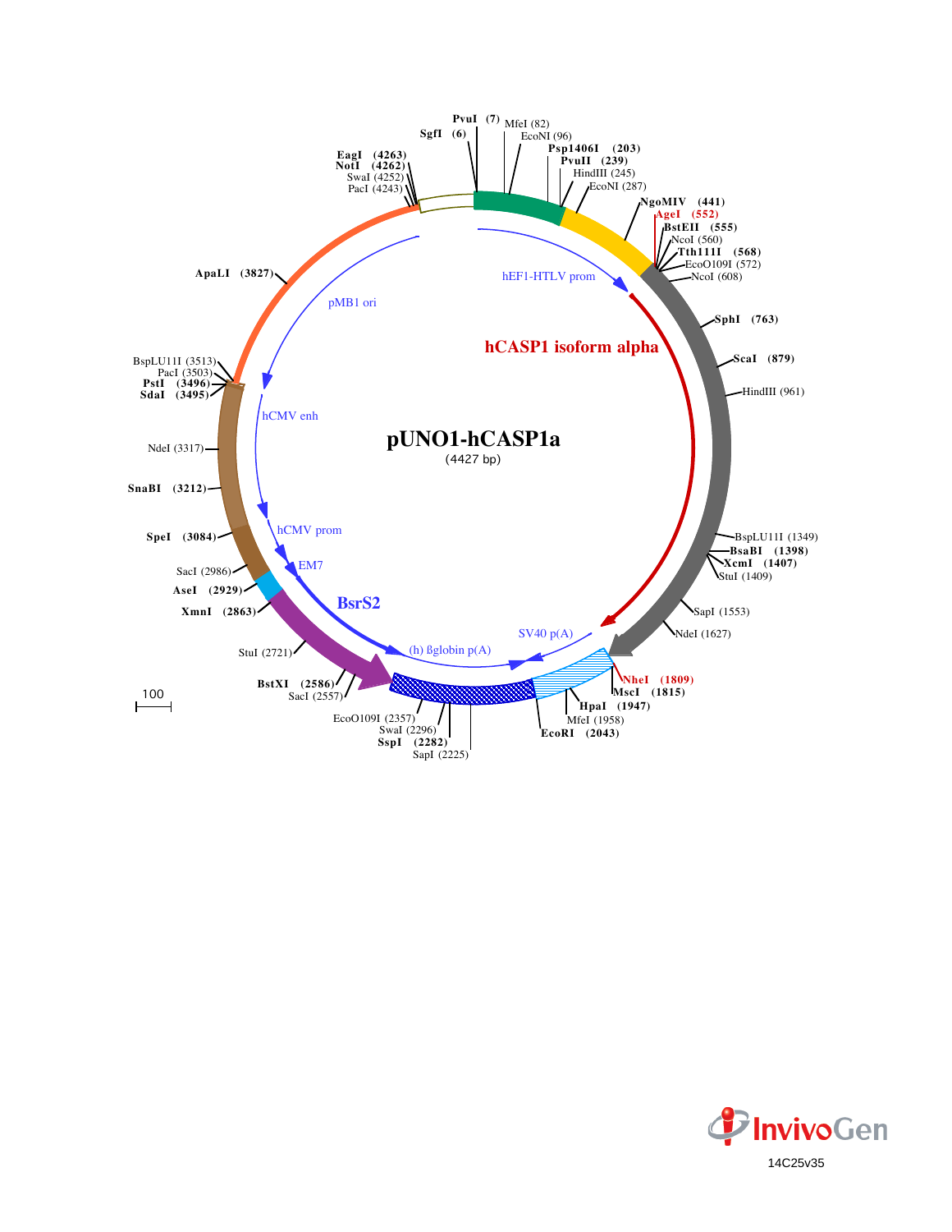# pUNO1-hCASP1a

(4427 bp)

PvuI (7)
SgfI (6)
MfeI (82)
EcoNI (96)
Psp1406I (203)
PvuII (239)
HindIII (245)
EcoNI (287)
NgoMIV (441)
AgeI (552)
BstEII (555)
NcoI (560)
Tth111I (568)
EcoO109I (572)
NcoI (608)
SphI (763)
ScaI (879)
HindIII (961)
BspLU11I (1349)
BsaBI (1398)
XcmI (1407)
StuI (1409)
SapI (1553)
NdeI (1627)
NheI (1809)
MscI (1815)
HpaI (1947)
MfeI (1958)
EcoRI (2043)
SapI (2225)
SspI (2282)
SwaI (2296)
EcoO109I (2357)
SacI (2557)
BstXI (2586)
StuI (2721)
XmnI (2863)
AseI (2929)
SacI (2986)
SpeI (3084)
SnaBI (3212)
NdeI (3317)
SdaI (3495)
PstI (3496)
PacI (3503)
BspLU11I (3513)
ApaLI (3827)
PacI (4243)
SwaI (4252)
NotI (4262)
EagI (4263)

hEF1-HTLV prom
hCASP1 isoform alpha
SV40 p(A)
(h) ßglobin p(A)
BsrS2
EM7
hCMV prom
hCMV enh
pMB1 ori

100

InvivoGen

14C25v35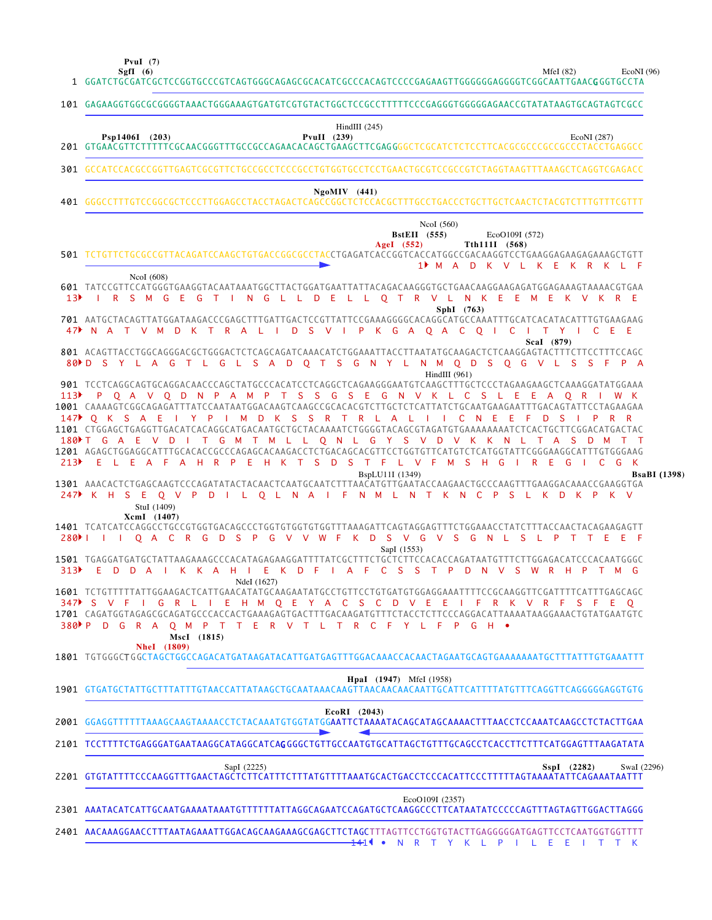```
                PvuI  (7)
               SgfI  (6)                                                                           MfeI (82)        EcoNI (96)
   1  GGATCTGCGATCGCTCCGGTGCCCGTCAGTGGGCAGAGCGCACATCGCCCACAGTCCCCGAGAAGTTGGGGGGAGGGGTCGGCAATTGAACGGGTGCCTA

 101  GAGAAGGTGGCGCGGGGTAAACTGGGAAAGTGATGTCGTGTACTGGCTCCGCCTTTTTCCCGAGGGTGGGGGAGAACCGTATATAAGTGCAGTAGTCGCC

                                                                  HindIII (245)
        Psp1406I  (203)                        PvuII  (239)                                              EcoNI (287)
 201  GTGAACGTTCTTTTTCGCAACGGGTTTGCCGCCAGAACACAGCTGAAGCTTCGAGGGGCTCGCATCTCTCCTTCACGCGCCCGCCGCCCTACCTGAGGCC

 301  GCCATCCACGCCGGTTGAGTCGCGTTCTGCCGCCTCCCGCCTGTGGTGCCTCCTGAACTGCGTCCGCCGTCTAGGTAAGTTTAAAGCTCAGGTCGAGACC

                                         NgoMIV  (441)
 401  GGGCCTTTGTCCGGCGCTCCCTTGGAGCCTACCTAGACTCAGCCGGCTCTCCACGCTTTGCCTGACCCTGCTTGCTCAACTCTACGTCTTTGTTTCGTTT

                                                                            NcoI (560)
                                                                   BstEII  (555)         EcoO109I (572)
                                                              AgeI  (552)          Tth111I  (568)
 501  TCTGTTCTGCGCCGTTACAGATCCAAGCTGTGACCGGCGCCTACCTGAGATCACCGGTCACCATGGCCGACAAGGTCCTGAAGGAGAAGAGAAAGCTGTT
                                                                                1 M  A  D  K  V  L  K  E  K  R  K  L  F
            NcoI (608)
 601  TATCCGTTCCATGGGTGAAGGTACAATAAATGGCTTACTGGATGAATTATTACAGACAAGGGTGCTGAACAAGGAAGAGATGGAGAAAGTAAAACGTGAA
  13   I  R  S  M  G  E  G  T  I  N  G  L  L  D  E  L  L  Q  T  R  V  L  N  K  E  E  M  E  K  V  K  R  E
                                                                               SphI  (763)
 701  AATGCTACAGTTATGGATAAGACCCGAGCTTTGATTGACTCCGTTATTCCGAAAGGGGCACAGGCATGCCAAATTTGCATCACATACATTTGTGAAGAAG
  47  N  A  T  V  M  D  K  T  R  A  L  I  D  S  V  I  P  K  G  A  Q  A  C  Q  I  C  I  T  Y  I  C  E  E
                                                                                             ScaI  (879)
 801  ACAGTTACCTGGCAGGGACGCTGGGACTCTCAGCAGATCAAACATCTGGAAATTACCTTAATATGCAAGACTCTCAAGGAGTACTTTCTTCCTTTCCAGC
  80 D  S  Y  L  A  G  T  L  G  L  S  A  D  Q  T  S  G  N  Y  L  N  M  Q  D  S  Q  G  V  L  S  S  F  P  A
                                                                          HindIII (961)
 901  TCCTCAGGCAGTGCAGGACAACCCAGCTATGCCCACATCCTCAGGCTCAGAAGGGAATGTCAAGCTTTGCTCCCTAGAAGAAGCTCAAAGGATATGGAAA
 113   P  Q  A  V  Q  D  N  P  A  M  P  T  S  S  G  S  E  G  N  V  K  L  C  S  L  E  E  A  Q  R  I  W  K
1001  CAAAAGTCGGCAGAGATTTATCCAATAATGGACAAGTCAAGCCGCACACGTCTTGCTCTCATTATCTGCAATGAAGAATTTGACAGTATTCCTAGAAGAA
 147  Q  K  S  A  E  I  Y  P  I  M  D  K  S  S  R  T  R  L  A  L  I  I  C  N  E  E  F  D  S  I  P  R  R
1101  CTGGAGCTGAGGTTGACATCACAGGCATGACAATGCTGCTACAAAATCTGGGGTACAGCGTAGATGTGAAAAAAAATCTCACTGCTTCGGACATGACTAC
 180 T  G  A  E  V  D  I  T  G  M  T  M  L  L  Q  N  L  G  Y  S  V  D  V  K  K  N  L  T  A  S  D  M  T  T
1201  AGAGCTGGAGGCATTTGCACACCGCCCAGAGCACAAGACCTCTGACAGCACGTTCCTGGTGTTCATGTCTCATGGTATTCGGGAAGGCATTTGTGGGAAG
 213   E  L  E  A  F  A  H  R  P  E  H  K  T  S  D  S  T  F  L  V  F  M  S  H  G  I  R  E  G  I  C  G  K
                                                                     BspLU11I (1349)                              BsaBI (1398)
1301  AAACACTCTGAGCAAGTCCCAGATATACTACAACTCAATGCAATCTTTAACATGTTGAATACCAAGAACTGCCCAAGTTTGAAGGACAAACCGAAGGTGA
 247  K  H  S  E  Q  V  P  D  I  L  Q  L  N  A  I  F  N  M  L  N  T  K  N  C  P  S  L  K  D  K  P  K  V
            StuI (1409)
          XcmI  (1407)
1401  TCATCATCCAGGCCTGCCGTGGTGACAGCCCTGGTGTGGTGTGGTTTAAAGATTCAGTAGGAGTTTCTGGAAACCTATCTTTACCAACTACAGAAGAGTT
 280 I  I  I  Q  A  C  R  G  D  S  P  G  V  V  W  F  K  D  S  V  G  V  S  G  N  L  S  L  P  T  T  E  E  F
                                                                 SapI (1553)
1501  TGAGGATGATGCTATTAAGAAAGCCCACATAGAGAAGGATTTTATCGCTTTCTGCTCTTCCACACCAGATAATGTTTCTTGGAGACATCCCACAATGGGC
 313   E  D  D  A  I  K  K  A  H  I  E  K  D  F  I  A  F  C  S  S  T  P  D  N  V  S  W  R  H  P  T  M  G
                                          NdeI (1627)
1601  TCTGTTTTTATTGGAAGACTCATTGAACATATGCAAGAATATGCCTGTTCCTGTGATGTGGAGGAAATTTTCCGCAAGGTTCGATTTTCATTTGAGCAGC
 347  S  V  F  I  G  R  L  I  E  H  M  Q  E  Y  A  C  S  C  D  V  E  E  I  F  R  K  V  R  F  S  F  E  Q
1701  CAGATGGTAGAGCGCAGATGCCCACCACTGAAAGAGTGACTTTGACAAGATGTTTCTACCTCTTCCCAGGACATTAAAATAAGGAAACTGTATGAATGTC
 380 P  D  G  R  A  Q  M  P  T  T  E  R  V  T  L  T  R  C  F  Y  L  F  P  G  H  •
            MscI  (1815)
        NheI  (1809)
1801  TGTGGGCTGGCTAGCTGGCCAGACATGATAAGATACATTGATGAGTTTGGACAAACCACAACTAGAATGCAGTGAAAAAAATGCTTTATTTGTGAAATTT

                                                                  HpaI  (1947)  MfeI (1958)
1901  GTGATGCTATTGCTTTATTTGTAACCATTATAAGCTGCAATAAACAAGTTAACAACAACAATTGCATTCATTTTATGTTTCAGGTTCAGGGGGAGGTGTG

                                                   EcoRI  (2043)
2001  GGAGGTTTTTTAAAGCAAGTAAAACCTCTACAAATGTGGTATGGAATTCTAAAATACAGCATAGCAAAACTTTAACCTCCAAATCAAGCCTCTACTTGAA

2101  TCCTTTTCTGAGGGATGAATAAGGCATAGGCATCAGGGGCTGTTGCCAATGTGCATTAGCTGTTTGCAGCCTCACCTTCTTTCATGGAGTTTAAGATATA

                                 SapI (2225)                                                    SspI  (2282)        SwaI (2296)
2201  GTGTATTTTCCCAAGGTTTGAACTAGCTCTTCATTTCTTTATGTTTTAAATGCACTGACCTCCCACATTCCCTTTTTAGTAAAATATTCAGAAATAATTT

                                                                      EcoO109I (2357)
2301  AAATACATCATTGCAATGAAAATAAATGTTTTTTATTAGGCAGAATCCAGATGCTCAAGGCCCTTCATAATATCCCCCAGTTTAGTAGTTGGACTTAGGG

2401  AACAAAGGAACCTTTAATAGAAATTGGACAGCAAGAAAGCGAGCTTCTAGCTTTAGTTCCTGGTGTACTTGAGGGGGATGAGTTCCTCAATGGTGGTTTT
                                                                     141 •  N  R  T  Y  K  L  P  I  L  E  E  I  T  T  K
```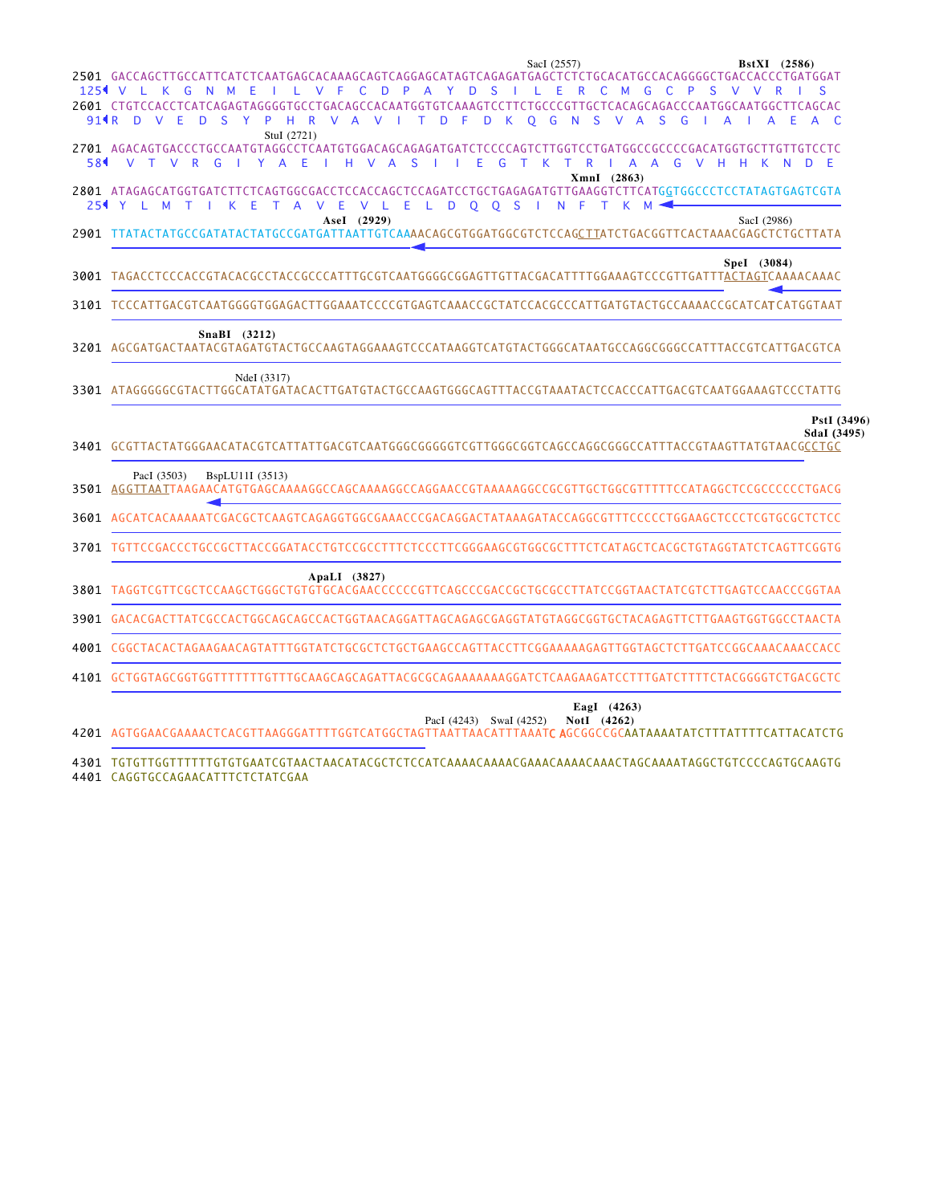```
                                                             SacI (2557)                         BstXI  (2586)
2501 GACCAGCTTGCCATTCATCTCAATGAGCACAAAGCAGTCAGGAGCATAGTCAGAGATGAGCTCTCTGCACATGCCACAGGGGCTGACCACCCTGATGGAT
 125  V  L  K  G  N  M  E  I  L  V  F  C  D  P  A  Y  D  S  I  L  E  R  C  M  G  C  P  S  V  V  R  I  S
2601 CTGTCCACCTCATCAGAGTAGGGGTGCCTGACAGCCACAATGGTGTCAAAGTCCTTCTGCCCGTTGCTCACAGCAGACCCAATGGCAATGGCTTCAGCAC
  91 R  D  V  E  D  S  Y  P  H  R  V  A  V  I  T  D  F  D  K  Q  G  N  S  V  A  S  G  I  A  I  A  E  A  C
                          StuI (2721)
2701 AGACAGTGACCCTGCCAATGTAGGCCTCAATGTGGACAGCAGAGATGATCTCCCCAGTCTTGGTCCTGATGGCCGCCCCGACATGGTGCTTGTTGTCCTC
  58  V  T  V  R  G  I  Y  A  E  I  H  V  A  S  I  I  E  G  T  K  T  R  I  A  A  G  V  H  H  K  N  D  E
                                                                                 XmnI  (2863)
2801 ATAGAGCATGGTGATCTTCTCAGTGGCGACCTCCACCAGCTCCAGATCCTGCTGAGAGATGTTGAAGGTCTTCATGGTGGCCCTCCTATAGTGAGTCGTA
  25  Y  L  M  T  I  K  E  T  A  V  E  V  L  E  L  D  Q  Q  S  I  N  F  T  K  M
                              AseI  (2929)                                               SacI (2986)
2901 TTATACTATGCCGATATACTATGCCGATGATTAATTGTCAAAACAGCGTGGATGGCGTCTCCAGCTTATCTGACGGTTCACTAAACGAGCTCTGCTTATA
                                                                                           SpeI  (3084)
3001 TAGACCTCCCACCGTACACGCCTACCGCCCATTTGCGTCAATGGGGCGGAGTTGTTACGACATTTTGGAAAGTCCCGTTGATTTACTAGTCAAAACAAAC
3101 TCCCATTGACGTCAATGGGGTGGAGACTTGGAAATCCCCGTGAGTCAAACCGCTATCCACGCCCATTGATGTACTGCCAAAACCGCATCATCATGGTAAT
                SnaBI  (3212)
3201 AGCGATGACTAATACGTAGATGTACTGCCAAGTAGGAAAGTCCCATAAGGTCATGTACTGGGCATAATGCCAGGCGGGCCATTTACCGTCATTGACGTCA
                         NdeI (3317)
3301 ATAGGGGGCGTACTTGGCATATGATACACTTGATGTACTGCCAAGTGGGCAGTTTACCGTAAATACTCCACCCATTGACGTCAATGGAAAGTCCCTATTG
                                                                                                      PstI (3496)
                                                                                                      SdaI (3495)
3401 GCGTTACTATGGGAACATACGTCATTATTGACGTCAATGGGCGGGGGTCGTTGGGCGGTCAGCCAGGCGGGCCATTTACCGTAAGTTATGTAACGCCTGC
     PacI (3503)    BspLU11I (3513)
3501 AGGTTAATTAAGAACATGTGAGCAAAAGGCCAGCAAAAGGCCAGGAACCGTAAAAAGGCCGCGTTGCTGGCGTTTTTCCATAGGCTCCGCCCCCCTGACG
3601 AGCATCACAAAAATCGACGCTCAAGTCAGAGGTGGCGAAACCCGACAGGACTATAAAGATACCAGGCGTTTCCCCCTGGAAGCTCCCTCGTGCGCTCTCC
3701 TGTTCCGACCCTGCCGCTTACCGGATACCTGTCCGCCTTTCTCCCTTCGGGAAGCGTGGCGCTTTCTCATAGCTCACGCTGTAGGTATCTCAGTTCGGTG
                               ApaLI  (3827)
3801 TAGGTCGTTCGCTCCAAGCTGGGCTGTGTGCACGAACCCCCCGTTCAGCCCGACCGCTGCGCCTTATCCGGTAACTATCGTCTTGAGTCCAACCCGGTAA
3901 GACACGACTTATCGCCACTGGCAGCAGCCACTGGTAACAGGATTAGCAGAGCGAGGTATGTAGGCGGTGCTACAGAGTTCTTGAAGTGGTGGCCTAACTA
4001 CGGCTACACTAGAAGAACAGTATTTGGTATCTGCGCTCTGCTGAAGCCAGTTACCTTCGGAAAAAGAGTTGGTAGCTCTTGATCCGGCAAACAAACCACC
4101 GCTGGTAGCGGTGGTTTTTTTGTTTGCAAGCAGCAGATTACGCGCAGAAAAAAAGGATCTCAAGAAGATCCTTTGATCTTTTCTACGGGGTCTGACGCTC
                                                                                 EagI  (4263)
                                                          PacI (4243)  SwaI (4252)  NotI  (4262)
4201 AGTGGAACGAAAACTCACGTTAAGGGATTTTGGTCATGGCTAGTTAATTAACATTTAAATCAGCGGCCGCAATAAAATATCTTTATTTTCATTACATCTG
4301 TGTGTTGGTTTTTTGTGTGAATCGTAACTAACATACGCTCTCCATCAAAACAAAACGAAACAAAACAAACTAGCAAAATAGGCTGTCCCCAGTGCAAGTG
4401 CAGGTGCCAGAACATTTCTCTATCGAA
```